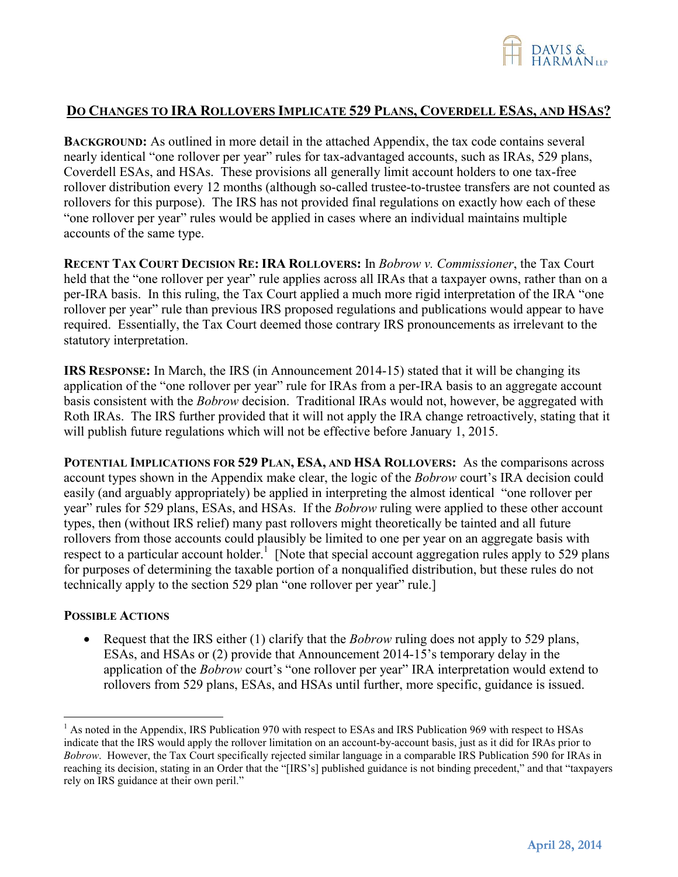## DO CHANGES TO IRA ROLLOVERS IMPLICATE 529 PLANS, COVERDELL ESAS, AND HSAS?

**BACKGROUND:** As outlined in more detail in the attached Appendix, the tax code contains several nearly identical "one rollover per year" rules for tax-advantaged accounts, such as IRAs, 529 plans, Coverdell ESAs, and HSAs. These provisions all generally limit account holders to one tax-free rollover distribution every 12 months (although so-called trustee-to-trustee transfers are not counted as rollovers for this purpose). The IRS has not provided final regulations on exactly how each of these "one rollover per year" rules would be applied in cases where an individual maintains multiple accounts of the same type.

**RECENT TAX COURT DECISION RE: IRA ROLLOVERS:** In *Bobrow v. Commissioner*, the Tax Court held that the "one rollover per year" rule applies across all IRAs that a taxpayer owns, rather than on a per-IRA basis. In this ruling, the Tax Court applied a much more rigid interpretation of the IRA "one rollover per year" rule than previous IRS proposed regulations and publications would appear to have required. Essentially, the Tax Court deemed those contrary IRS pronouncements as irrelevant to the statutory interpretation.

**IRS RESPONSE:** In March, the IRS (in Announcement 2014-15) stated that it will be changing its application of the "one rollover per year" rule for IRAs from a per-IRA basis to an aggregate account basis consistent with the *Bobrow* decision. Traditional IRAs would not, however, be aggregated with Roth IRAs. The IRS further provided that it will not apply the IRA change retroactively, stating that it will publish future regulations which will not be effective before January 1, 2015.

**POTENTIAL IMPLICATIONS FOR 529 PLAN, ESA, AND HSA ROLLOVERS:** As the comparisons across account types shown in the Appendix make clear, the logic of the *Bobrow* court's IRA decision could easily (and arguably appropriately) be applied in interpreting the almost identical "one rollover per year" rules for 529 plans, ESAs, and HSAs. If the *Bobrow* ruling were applied to these other account types, then (without IRS relief) many past rollovers might theoretically be tainted and all future rollovers from those accounts could plausibly be limited to one per year on an aggregate basis with respect to a particular account holder.[1] [Note that special account aggregation rules apply to 529 plans for purposes of determining the taxable portion of a nonqualified distribution, but these rules do not technically apply to the section 529 plan "one rollover per year" rule.]

**POSSIBLE ACTIONS**

- Request that the IRS either (1) clarify that the *Bobrow* ruling does not apply to 529 plans, ESAs, and HSAs or (2) provide that Announcement 2014-15's temporary delay in the application of the *Bobrow* court's "one rollover per year" IRA interpretation would extend to rollovers from 529 plans, ESAs, and HSAs until further, more specific, guidance is issued.

---

[1] As noted in the Appendix, IRS Publication 970 with respect to ESAs and IRS Publication 969 with respect to HSAs indicate that the IRS would apply the rollover limitation on an account-by-account basis, just as it did for IRAs prior to *Bobrow*. However, the Tax Court specifically rejected similar language in a comparable IRS Publication 590 for IRAs in reaching its decision, stating in an Order that the "[IRS's] published guidance is not binding precedent," and that "taxpayers rely on IRS guidance at their own peril."

April 28, 2014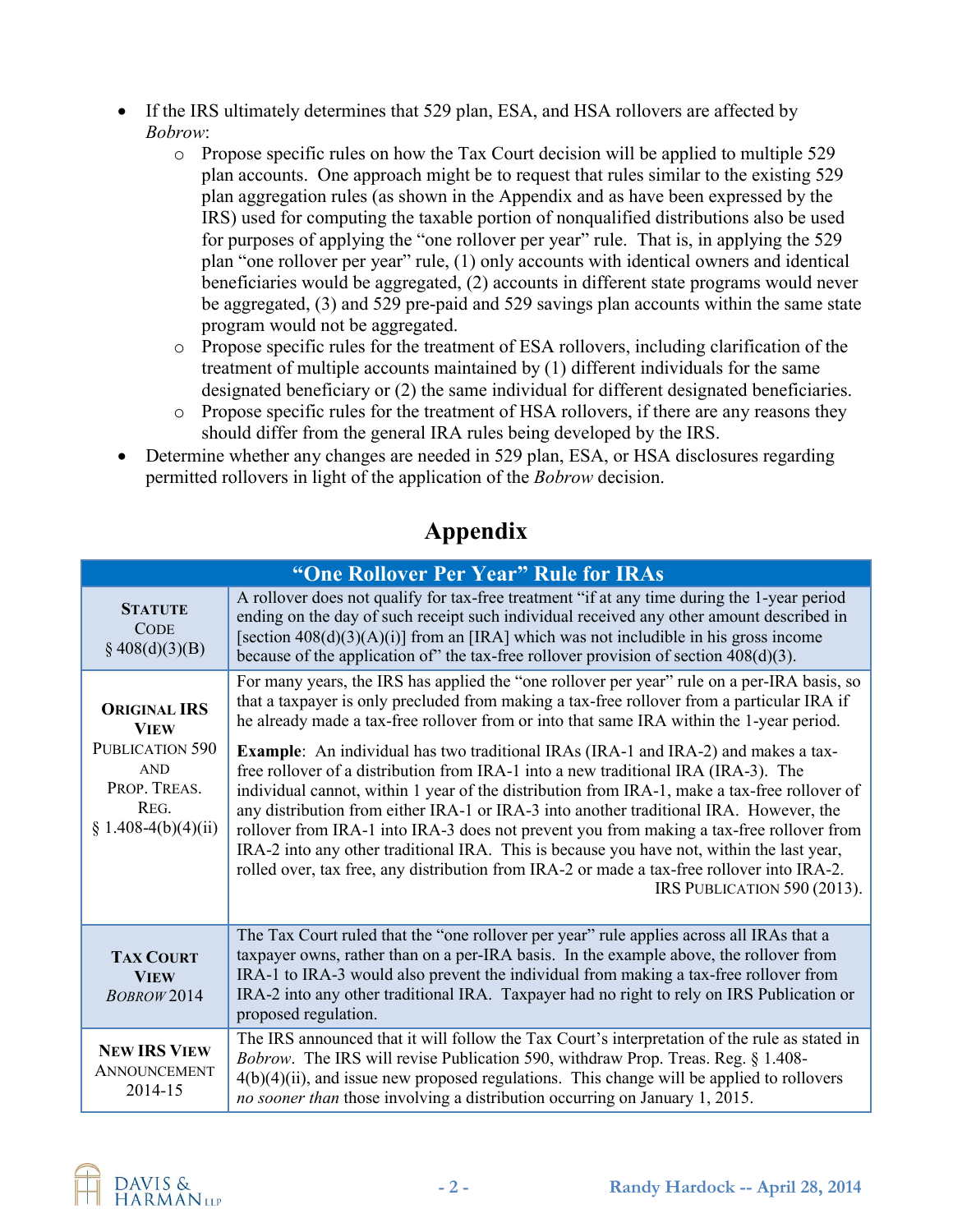- If the IRS ultimately determines that 529 plan, ESA, and HSA rollovers are affected by *Bobrow*:
  - Propose specific rules on how the Tax Court decision will be applied to multiple 529 plan accounts. One approach might be to request that rules similar to the existing 529 plan aggregation rules (as shown in the Appendix and as have been expressed by the IRS) used for computing the taxable portion of nonqualified distributions also be used for purposes of applying the "one rollover per year" rule. That is, in applying the 529 plan "one rollover per year" rule, (1) only accounts with identical owners and identical beneficiaries would be aggregated, (2) accounts in different state programs would never be aggregated, (3) and 529 pre-paid and 529 savings plan accounts within the same state program would not be aggregated.
  - Propose specific rules for the treatment of ESA rollovers, including clarification of the treatment of multiple accounts maintained by (1) different individuals for the same designated beneficiary or (2) the same individual for different designated beneficiaries.
  - Propose specific rules for the treatment of HSA rollovers, if there are any reasons they should differ from the general IRA rules being developed by the IRS.
- Determine whether any changes are needed in 529 plan, ESA, or HSA disclosures regarding permitted rollovers in light of the application of the *Bobrow* decision.

## Appendix

| "One Rollover Per Year" Rule for IRAs | |
|---|---|
| **STATUTE** CODE § 408(d)(3)(B) | A rollover does not qualify for tax-free treatment "if at any time during the 1-year period ending on the day of such receipt such individual received any other amount described in [section 408(d)(3)(A)(i)] from an [IRA] which was not includible in his gross income because of the application of" the tax-free rollover provision of section 408(d)(3). |
| **ORIGINAL IRS VIEW** PUBLICATION 590 AND PROP. TREAS. REG. § 1.408-4(b)(4)(ii) | For many years, the IRS has applied the "one rollover per year" rule on a per-IRA basis, so that a taxpayer is only precluded from making a tax-free rollover from a particular IRA if he already made a tax-free rollover from or into that same IRA within the 1-year period.<br><br>**Example**: An individual has two traditional IRAs (IRA-1 and IRA-2) and makes a tax-free rollover of a distribution from IRA-1 into a new traditional IRA (IRA-3). The individual cannot, within 1 year of the distribution from IRA-1, make a tax-free rollover of any distribution from either IRA-1 or IRA-3 into another traditional IRA. However, the rollover from IRA-1 into IRA-3 does not prevent you from making a tax-free rollover from IRA-2 into any other traditional IRA. This is because you have not, within the last year, rolled over, tax free, any distribution from IRA-2 or made a tax-free rollover into IRA-2. IRS PUBLICATION 590 (2013). |
| **TAX COURT VIEW** *BOBROW* 2014 | The Tax Court ruled that the "one rollover per year" rule applies across all IRAs that a taxpayer owns, rather than on a per-IRA basis. In the example above, the rollover from IRA-1 to IRA-3 would also prevent the individual from making a tax-free rollover from IRA-2 into any other traditional IRA. Taxpayer had no right to rely on IRS Publication or proposed regulation. |
| **NEW IRS VIEW** ANNOUNCEMENT 2014-15 | The IRS announced that it will follow the Tax Court's interpretation of the rule as stated in *Bobrow*. The IRS will revise Publication 590, withdraw Prop. Treas. Reg. § 1.408-4(b)(4)(ii), and issue new proposed regulations. This change will be applied to rollovers *no sooner than* those involving a distribution occurring on January 1, 2015. |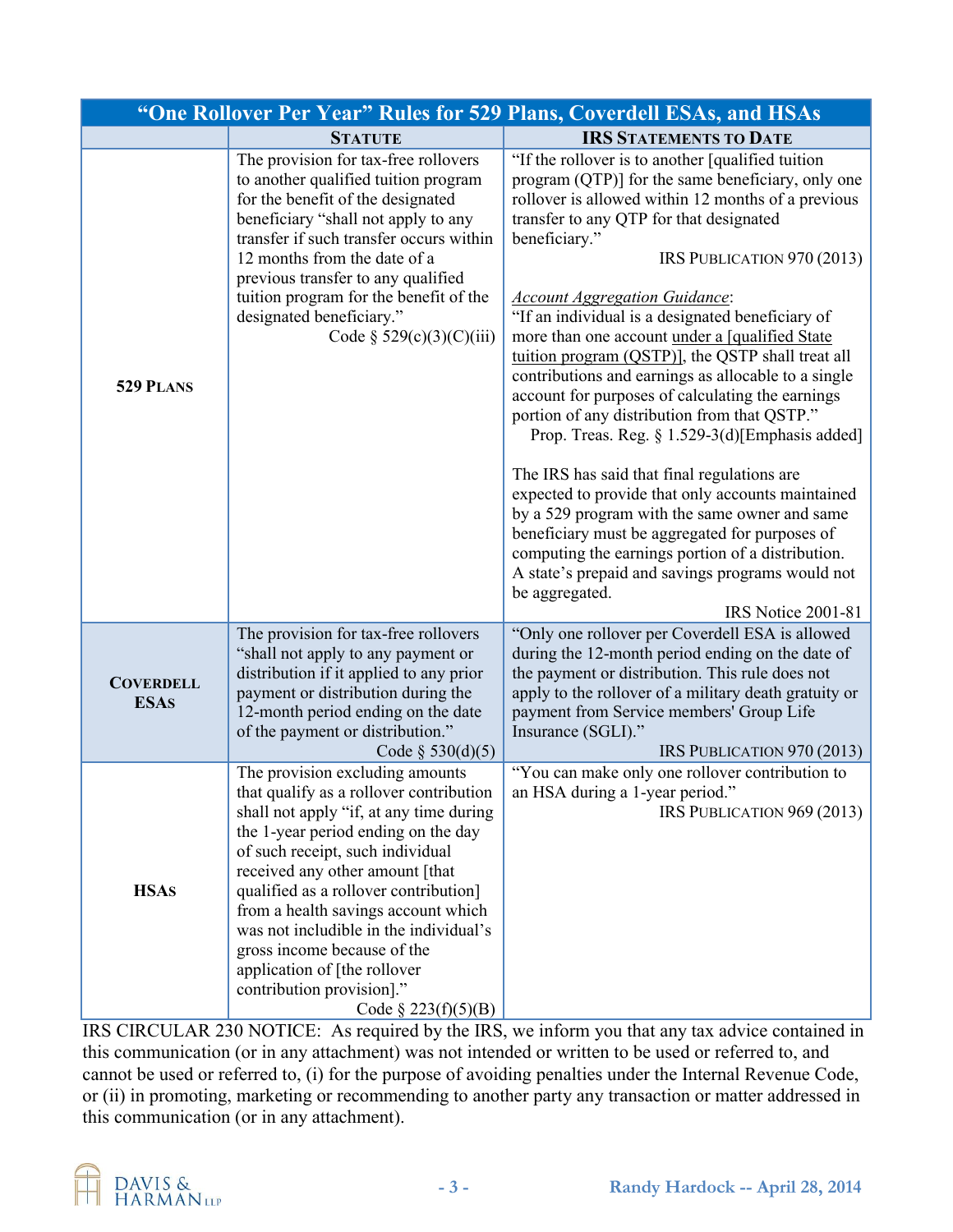| "One Rollover Per Year" Rules for 529 Plans, Coverdell ESAs, and HSAs | | |
|---|---|---|
| | **STATUTE** | **IRS STATEMENTS TO DATE** |
| **529 PLANS** | The provision for tax-free rollovers to another qualified tuition program for the benefit of the designated beneficiary "shall not apply to any transfer if such transfer occurs within 12 months from the date of a previous transfer to any qualified tuition program for the benefit of the designated beneficiary." Code § 529(c)(3)(C)(iii) | "If the rollover is to another [qualified tuition program (QTP)] for the same beneficiary, only one rollover is allowed within 12 months of a previous transfer to any QTP for that designated beneficiary." IRS PUBLICATION 970 (2013)<br><br>*Account Aggregation Guidance*:<br>"If an individual is a designated beneficiary of more than one account <u>under a [qualified State tuition program (QSTP)]</u>, the QSTP shall treat all contributions and earnings as allocable to a single account for purposes of calculating the earnings portion of any distribution from that QSTP." Prop. Treas. Reg. § 1.529-3(d)[Emphasis added]<br><br>The IRS has said that final regulations are expected to provide that only accounts maintained by a 529 program with the same owner and same beneficiary must be aggregated for purposes of computing the earnings portion of a distribution. A state's prepaid and savings programs would not be aggregated. IRS Notice 2001-81 |
| **COVERDELL ESAS** | The provision for tax-free rollovers "shall not apply to any payment or distribution if it applied to any prior payment or distribution during the 12-month period ending on the date of the payment or distribution." Code § 530(d)(5) | "Only one rollover per Coverdell ESA is allowed during the 12-month period ending on the date of the payment or distribution. This rule does not apply to the rollover of a military death gratuity or payment from Service members' Group Life Insurance (SGLI)." IRS PUBLICATION 970 (2013) |
| **HSAS** | The provision excluding amounts that qualify as a rollover contribution shall not apply "if, at any time during the 1-year period ending on the day of such receipt, such individual received any other amount [that qualified as a rollover contribution] from a health savings account which was not includible in the individual's gross income because of the application of [the rollover contribution provision]." Code § 223(f)(5)(B) | "You can make only one rollover contribution to an HSA during a 1-year period." IRS PUBLICATION 969 (2013) |

IRS CIRCULAR 230 NOTICE: As required by the IRS, we inform you that any tax advice contained in this communication (or in any attachment) was not intended or written to be used or referred to, and cannot be used or referred to, (i) for the purpose of avoiding penalties under the Internal Revenue Code, or (ii) in promoting, marketing or recommending to another party any transaction or matter addressed in this communication (or in any attachment).